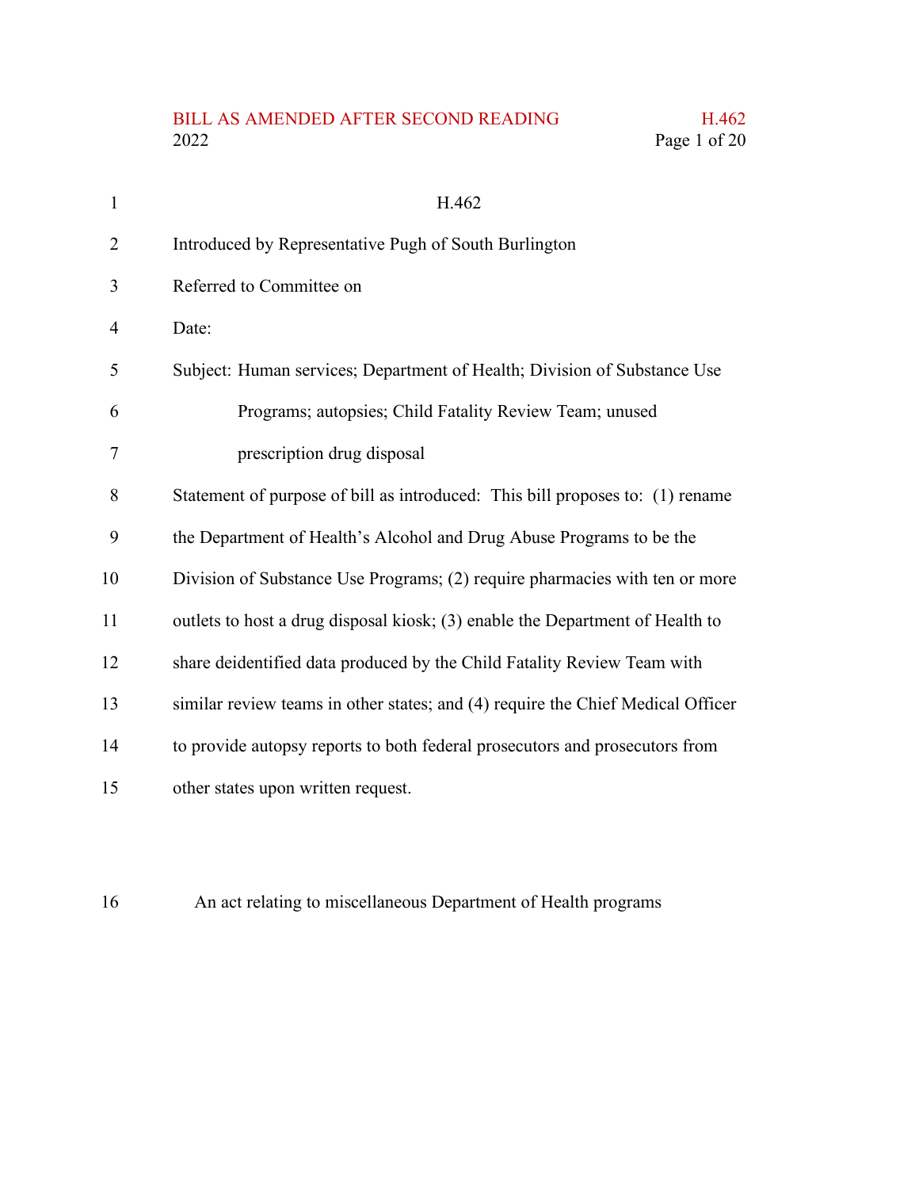# H.462

Introduced by Representative Pugh of South Burlington

Referred to Committee on

Date:

Subject: Human services; Department of Health; Division of Substance Use Programs; autopsies; Child Fatality Review Team; unused prescription drug disposal

Statement of purpose of bill as introduced: This bill proposes to: (1) rename the Department of Health's Alcohol and Drug Abuse Programs to be the Division of Substance Use Programs; (2) require pharmacies with ten or more outlets to host a drug disposal kiosk; (3) enable the Department of Health to share deidentified data produced by the Child Fatality Review Team with similar review teams in other states; and (4) require the Chief Medical Officer to provide autopsy reports to both federal prosecutors and prosecutors from other states upon written request.

An act relating to miscellaneous Department of Health programs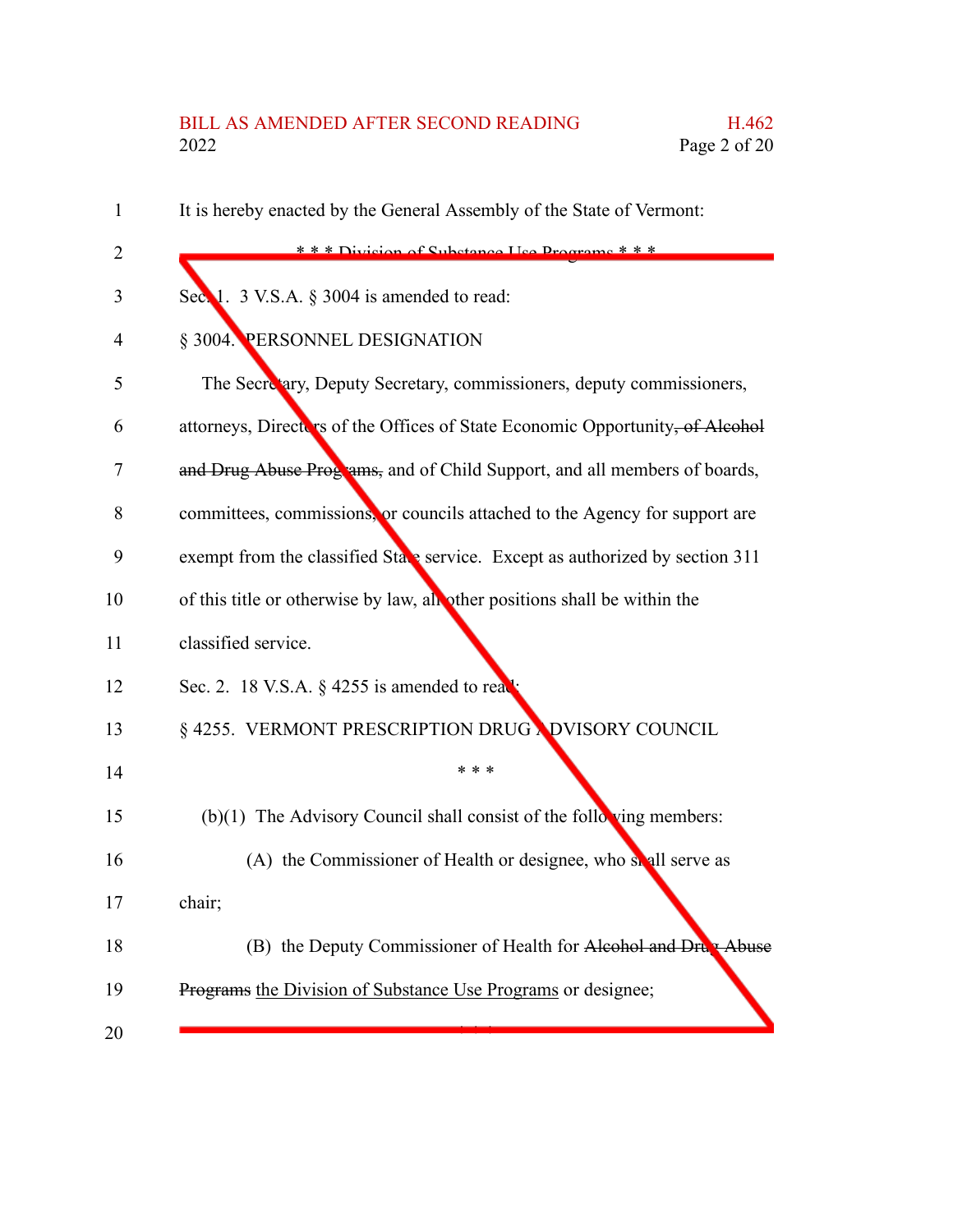It is hereby enacted by the General Assembly of the State of Vermont:

\* \* \* Division of Substance Use Programs \* \* \*

Sec. 1. 3 V.S.A. § 3004 is amended to read:

§ 3004. PERSONNEL DESIGNATION

The Secretary, Deputy Secretary, commissioners, deputy commissioners, attorneys, Directors of the Offices of State Economic Opportunity~~, of Alcohol and Drug Abuse Programs,~~ and of Child Support, and all members of boards, committees, commissions, or councils attached to the Agency for support are exempt from the classified State service. Except as authorized by section 311 of this title or otherwise by law, all other positions shall be within the classified service.

Sec. 2. 18 V.S.A. § 4255 is amended to read:

§ 4255. VERMONT PRESCRIPTION DRUG ADVISORY COUNCIL

\* \* \*

(b)(1) The Advisory Council shall consist of the following members:

(A) the Commissioner of Health or designee, who shall serve as chair;

(B) the Deputy Commissioner of Health for ~~Alcohol and Drug Abuse Programs~~ <u>the Division of Substance Use Programs</u> or designee;

\* \* \*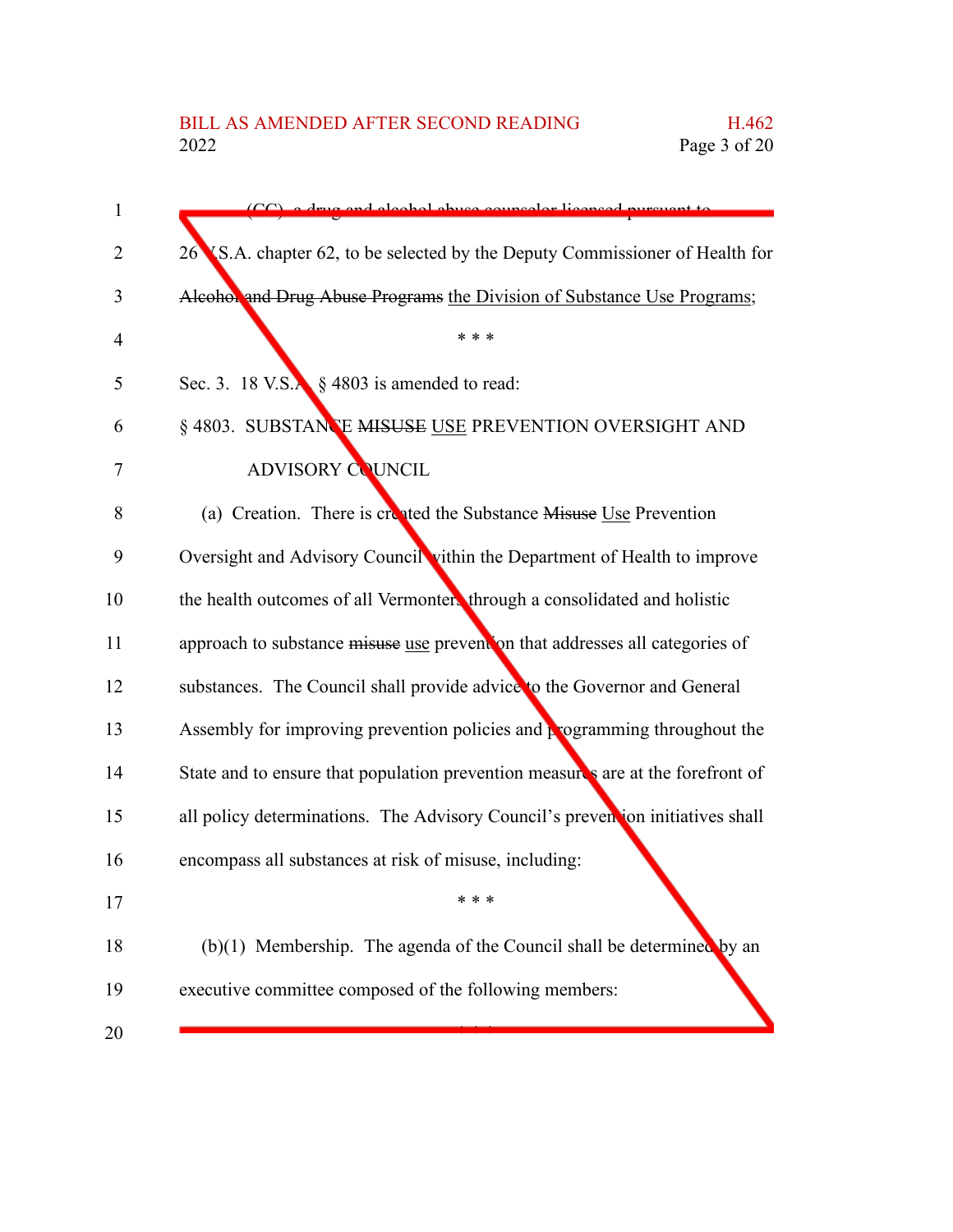(CC) a drug and alcohol abuse counselor licensed pursuant to 26 V.S.A. chapter 62, to be selected by the Deputy Commissioner of Health for ~~Alcohol and Drug Abuse Programs~~ the Division of Substance Use Programs;

\* \* \*

Sec. 3. 18 V.S.A. § 4803 is amended to read:

§ 4803. SUBSTANCE ~~MISUSE~~ USE PREVENTION OVERSIGHT AND ADVISORY COUNCIL

(a) Creation. There is created the Substance ~~Misuse~~ Use Prevention Oversight and Advisory Council within the Department of Health to improve the health outcomes of all Vermonters through a consolidated and holistic approach to substance ~~misuse~~ use prevention that addresses all categories of substances. The Council shall provide advice to the Governor and General Assembly for improving prevention policies and programming throughout the State and to ensure that population prevention measures are at the forefront of all policy determinations. The Advisory Council's prevention initiatives shall encompass all substances at risk of misuse, including:

\* \* \*

(b)(1) Membership. The agenda of the Council shall be determined by an executive committee composed of the following members:

\* \* \*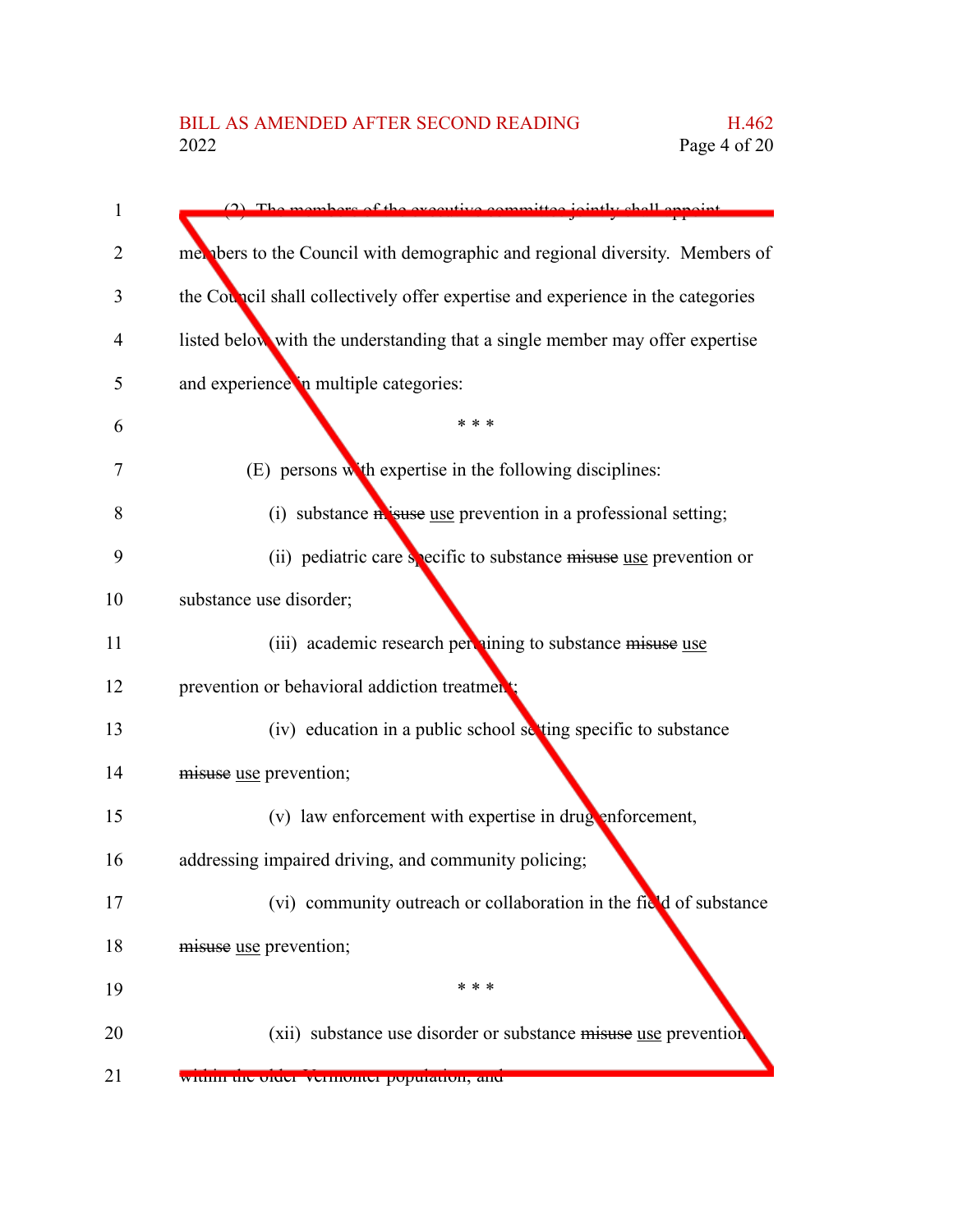(2) The members of the executive committee jointly shall appoint members to the Council with demographic and regional diversity. Members of the Council shall collectively offer expertise and experience in the categories listed below with the understanding that a single member may offer expertise and experience in multiple categories:

\* \* \*

(E) persons with expertise in the following disciplines:

(i) substance ~~misuse~~ use prevention in a professional setting;

(ii) pediatric care specific to substance ~~misuse~~ use prevention or substance use disorder;

(iii) academic research pertaining to substance ~~misuse~~ use prevention or behavioral addiction treatment;

(iv) education in a public school setting specific to substance ~~misuse~~ use prevention;

(v) law enforcement with expertise in drug enforcement, addressing impaired driving, and community policing;

(vi) community outreach or collaboration in the field of substance ~~misuse~~ use prevention;

\* \* \*

(xii) substance use disorder or substance ~~misuse~~ use prevention within the older Vermonter population; and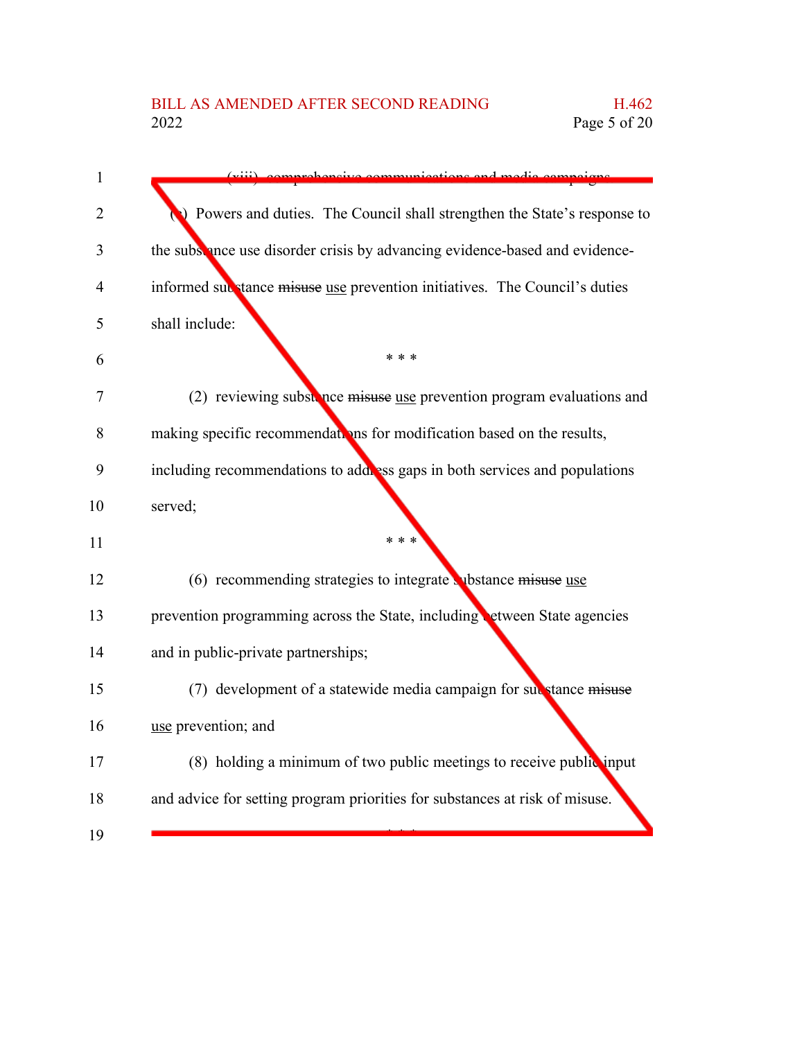(xiii) comprehensive communications and media campaigns.

(c) Powers and duties. The Council shall strengthen the State's response to the substance use disorder crisis by advancing evidence-based and evidence-informed substance ~~misuse~~ use prevention initiatives. The Council's duties shall include:

\* \* \*

(2) reviewing substance ~~misuse~~ use prevention program evaluations and making specific recommendations for modification based on the results, including recommendations to address gaps in both services and populations served;

\* \* \*

(6) recommending strategies to integrate substance ~~misuse~~ use prevention programming across the State, including between State agencies and in public-private partnerships;

(7) development of a statewide media campaign for substance ~~misuse~~ use prevention; and

(8) holding a minimum of two public meetings to receive public input and advice for setting program priorities for substances at risk of misuse.

\* \* \*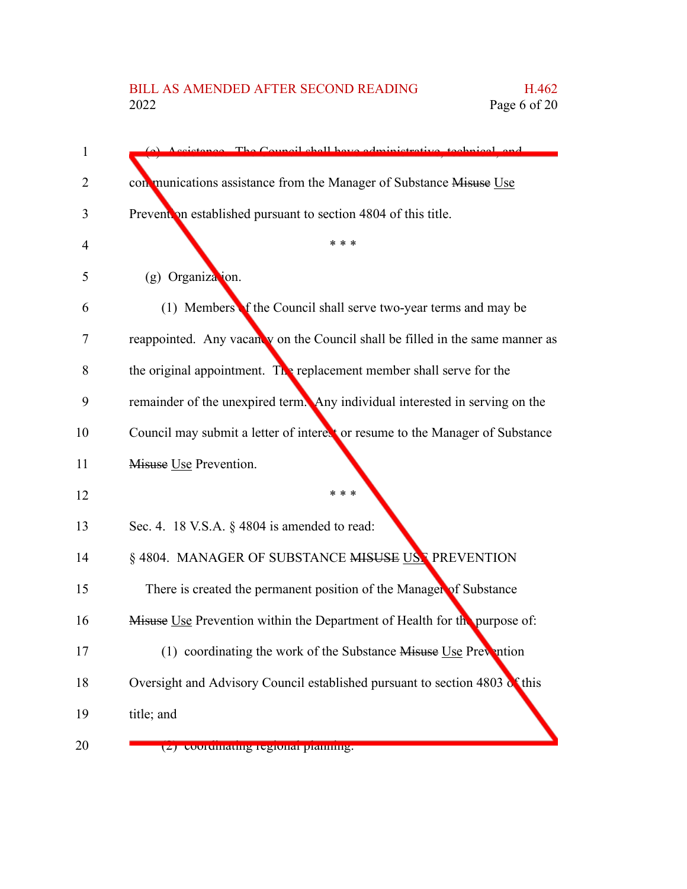(e) Assistance. The Council shall have administrative, technical, and communications assistance from the Manager of Substance ~~Misuse~~ Use Prevention established pursuant to section 4804 of this title.

\* \* \*

(g) Organization.

(1) Members of the Council shall serve two-year terms and may be reappointed. Any vacancy on the Council shall be filled in the same manner as the original appointment. The replacement member shall serve for the remainder of the unexpired term. Any individual interested in serving on the Council may submit a letter of interest or resume to the Manager of Substance ~~Misuse~~ Use Prevention.

\* \* \*

Sec. 4. 18 V.S.A. § 4804 is amended to read:

§ 4804. MANAGER OF SUBSTANCE ~~MISUSE~~ USE PREVENTION

There is created the permanent position of the Manager of Substance ~~Misuse~~ Use Prevention within the Department of Health for the purpose of:

(1) coordinating the work of the Substance ~~Misuse~~ Use Prevention Oversight and Advisory Council established pursuant to section 4803 of this title; and

(2) coordinating regional planning.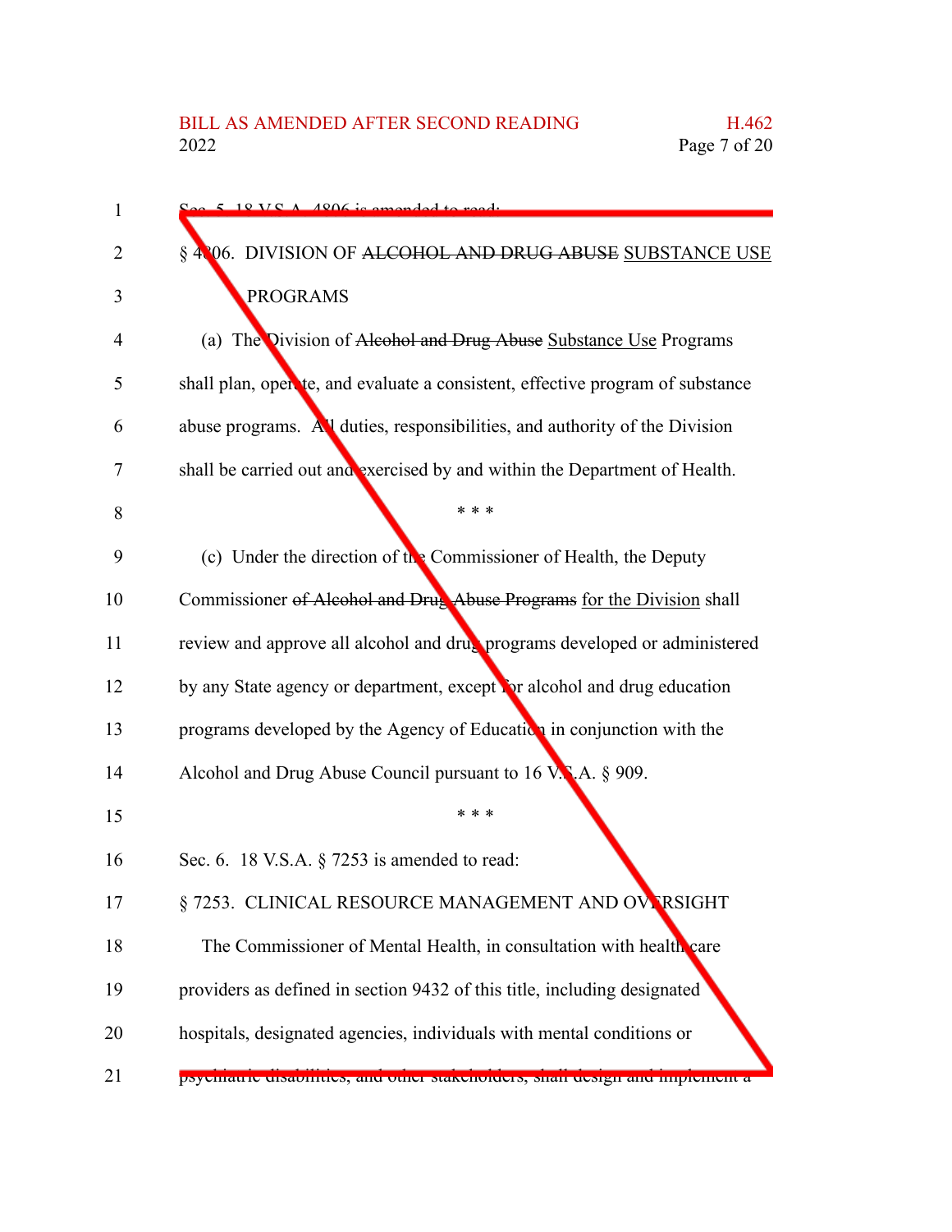Sec. 5. 18 V.S.A. 4806 is amended to read:

§ 4806. DIVISION OF ~~ALCOHOL AND DRUG ABUSE~~ SUBSTANCE USE PROGRAMS

(a) The Division of ~~Alcohol and Drug Abuse~~ Substance Use Programs shall plan, operate, and evaluate a consistent, effective program of substance abuse programs. All duties, responsibilities, and authority of the Division shall be carried out and exercised by and within the Department of Health.

\* \* \*

(c) Under the direction of the Commissioner of Health, the Deputy Commissioner ~~of Alcohol and Drug Abuse Programs~~ for the Division shall review and approve all alcohol and drug programs developed or administered by any State agency or department, except for alcohol and drug education programs developed by the Agency of Education in conjunction with the Alcohol and Drug Abuse Council pursuant to 16 V.S.A. § 909.

\* \* \*

Sec. 6. 18 V.S.A. § 7253 is amended to read:

§ 7253. CLINICAL RESOURCE MANAGEMENT AND OVERSIGHT

The Commissioner of Mental Health, in consultation with health care providers as defined in section 9432 of this title, including designated hospitals, designated agencies, individuals with mental conditions or psychiatric disabilities, and other stakeholders, shall design and implement a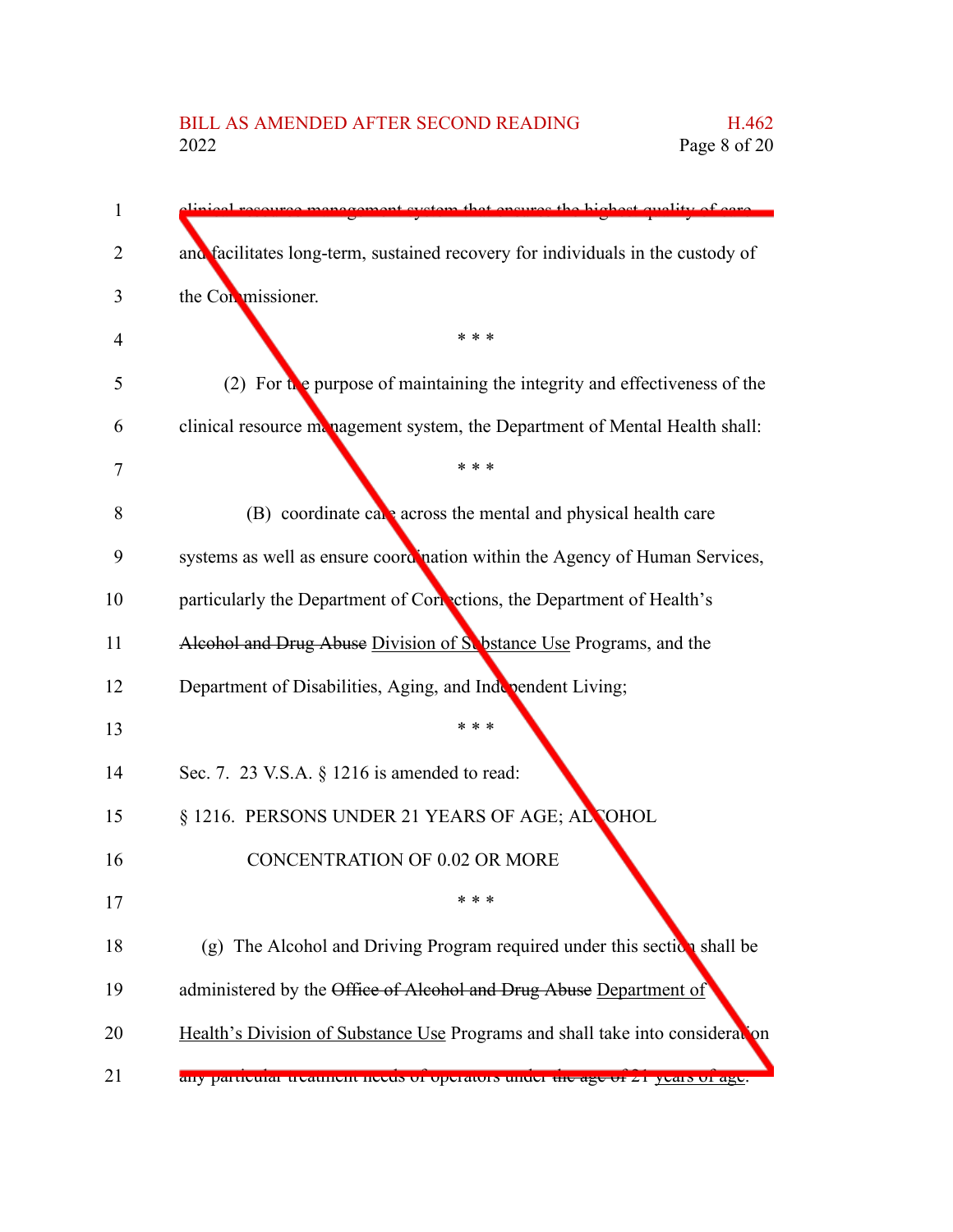clinical resource management system that ensures the highest quality of care and facilitates long-term, sustained recovery for individuals in the custody of the Commissioner.

\* \* \*

(2) For the purpose of maintaining the integrity and effectiveness of the clinical resource management system, the Department of Mental Health shall:

\* \* \*

(B) coordinate care across the mental and physical health care systems as well as ensure coordination within the Agency of Human Services, particularly the Department of Corrections, the Department of Health's ~~Alcohol and Drug Abuse~~ <u>Division of Substance Use</u> Programs, and the Department of Disabilities, Aging, and Independent Living;

\* \* \*

Sec. 7. 23 V.S.A. § 1216 is amended to read:

§ 1216. PERSONS UNDER 21 YEARS OF AGE; ALCOHOL CONCENTRATION OF 0.02 OR MORE

\* \* \*

(g) The Alcohol and Driving Program required under this section shall be administered by the ~~Office of Alcohol and Drug Abuse~~ <u>Department of Health's Division of Substance Use</u> Programs and shall take into consideration any particular treatment needs of operators under ~~the age of~~ 21 <u>years of age</u>.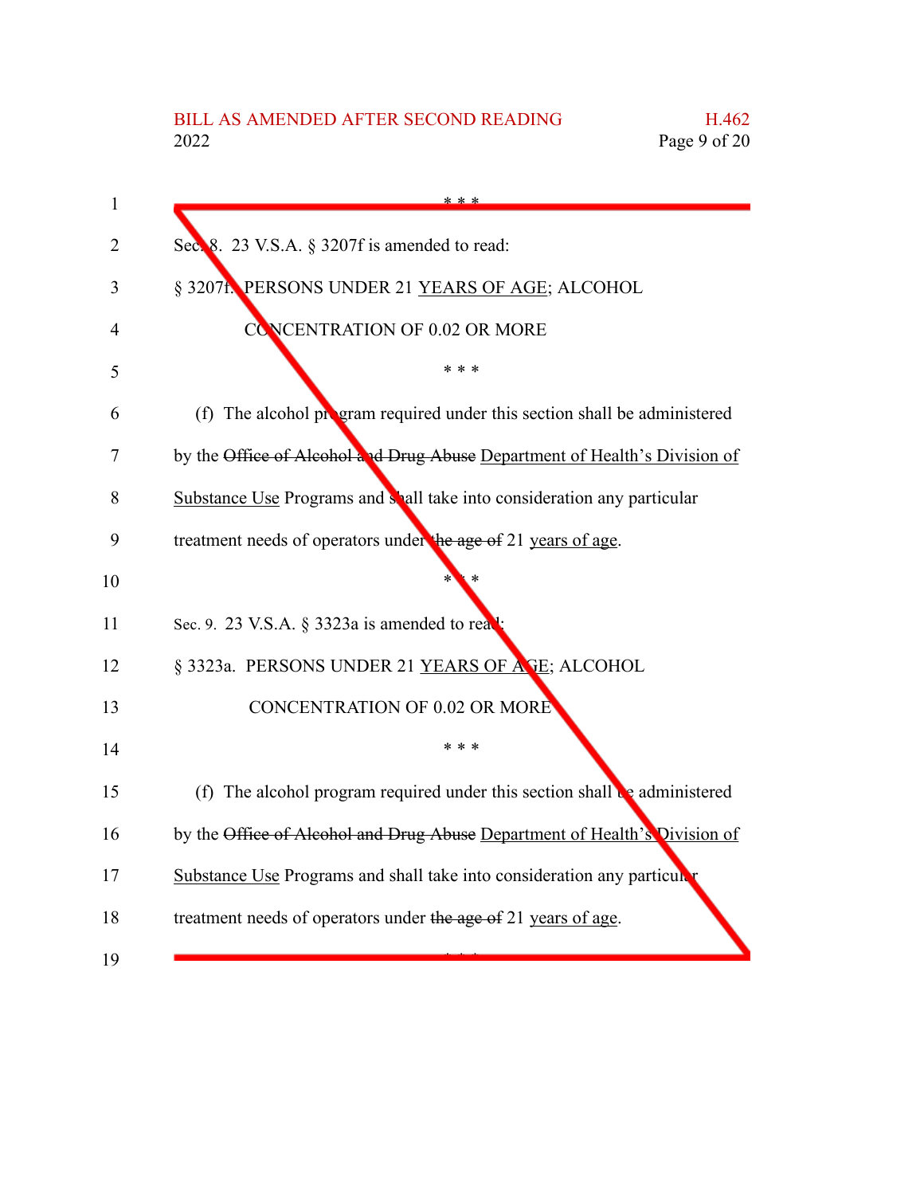\* \* \*

Sec. 8. 23 V.S.A. § 3207f is amended to read:

§ 3207f. PERSONS UNDER 21 <u>YEARS OF AGE</u>; ALCOHOL CONCENTRATION OF 0.02 OR MORE

\* \* \*

(f) The alcohol program required under this section shall be administered by the ~~Office of Alcohol and Drug Abuse~~ <u>Department of Health's Division of Substance Use</u> Programs and shall take into consideration any particular treatment needs of operators under ~~the age of~~ 21 <u>years of age</u>.

\* \* \*

Sec. 9. 23 V.S.A. § 3323a is amended to read:

§ 3323a. PERSONS UNDER 21 <u>YEARS OF AGE</u>; ALCOHOL CONCENTRATION OF 0.02 OR MORE

\* \* \*

(f) The alcohol program required under this section shall be administered by the ~~Office of Alcohol and Drug Abuse~~ <u>Department of Health's Division of Substance Use</u> Programs and shall take into consideration any particular treatment needs of operators under ~~the age of~~ 21 <u>years of age</u>.

\* \* \*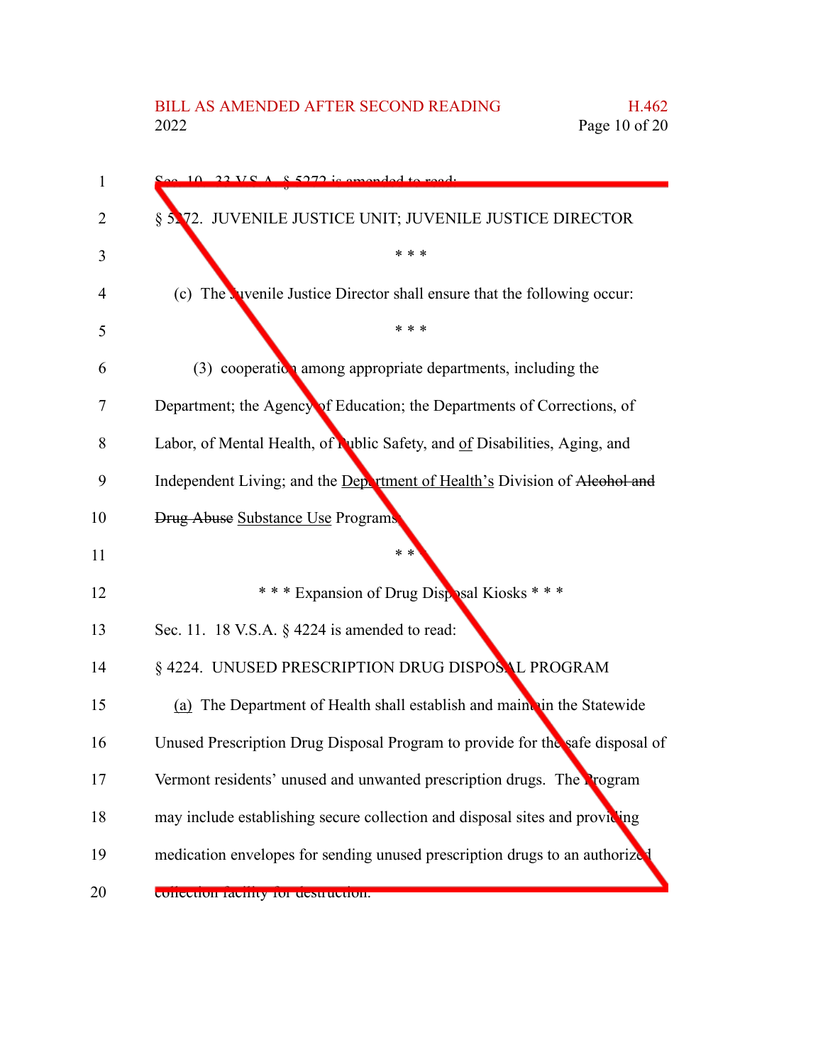Sec. 10. 33 V.S.A. § 5272 is amended to read:

§ 5272. JUVENILE JUSTICE UNIT; JUVENILE JUSTICE DIRECTOR

\* \* \*

(c) The Juvenile Justice Director shall ensure that the following occur:

\* \* \*

(3) cooperation among appropriate departments, including the Department; the Agency of Education; the Departments of Corrections, of Labor, of Mental Health, of Public Safety, and <u>of</u> Disabilities, Aging, and Independent Living; and the <u>Department of Health's</u> Division of ~~Alcohol and Drug Abuse~~ <u>Substance Use</u> Programs;

\* \* \*

\* \* \* Expansion of Drug Disposal Kiosks \* \* \*

Sec. 11. 18 V.S.A. § 4224 is amended to read:

§ 4224. UNUSED PRESCRIPTION DRUG DISPOSAL PROGRAM

<u>(a)</u> The Department of Health shall establish and maintain the Statewide Unused Prescription Drug Disposal Program to provide for the safe disposal of Vermont residents' unused and unwanted prescription drugs. The Program may include establishing secure collection and disposal sites and providing medication envelopes for sending unused prescription drugs to an authorized collection facility for destruction.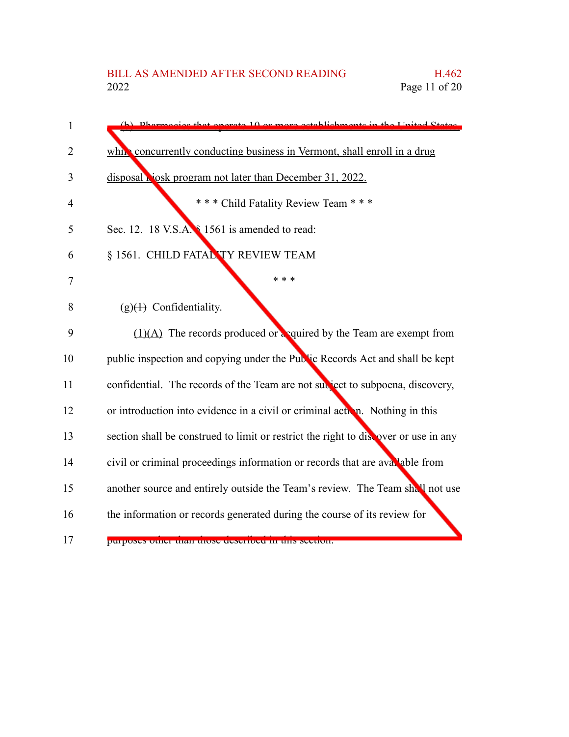(b) Pharmacies that operate 10 or more establishments in the United States, while concurrently conducting business in Vermont, shall enroll in a drug disposal kiosk program not later than December 31, 2022.

\* \* \* Child Fatality Review Team \* \* \*

Sec. 12. 18 V.S.A. § 1561 is amended to read:

§ 1561. CHILD FATALITY REVIEW TEAM

\* \* \*

(g)~~(1)~~ Confidentiality.

(1)(A) The records produced or acquired by the Team are exempt from public inspection and copying under the Public Records Act and shall be kept confidential. The records of the Team are not subject to subpoena, discovery, or introduction into evidence in a civil or criminal action. Nothing in this section shall be construed to limit or restrict the right to discover or use in any civil or criminal proceedings information or records that are available from another source and entirely outside the Team's review. The Team shall not use the information or records generated during the course of its review for purposes other than those described in this section.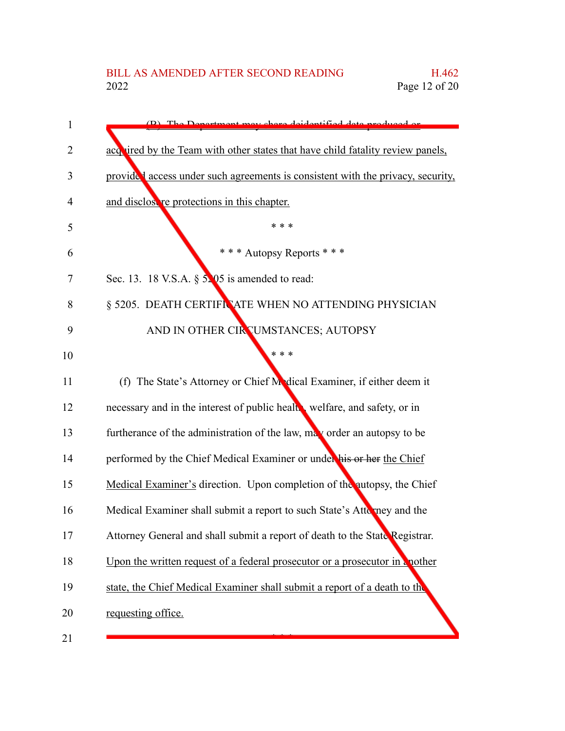(B) The Department may share deidentified data produced or acquired by the Team with other states that have child fatality review panels, provided access under such agreements is consistent with the privacy, security, and disclosure protections in this chapter.

\* \* \*

\* \* \* Autopsy Reports \* \* \*

Sec. 13. 18 V.S.A. § 5205 is amended to read:

§ 5205. DEATH CERTIFICATE WHEN NO ATTENDING PHYSICIAN AND IN OTHER CIRCUMSTANCES; AUTOPSY

\* \* \*

(f) The State's Attorney or Chief Medical Examiner, if either deem it necessary and in the interest of public health, welfare, and safety, or in furtherance of the administration of the law, may order an autopsy to be performed by the Chief Medical Examiner or under ~~his or her~~ the Chief Medical Examiner's direction. Upon completion of the autopsy, the Chief Medical Examiner shall submit a report to such State's Attorney and the Attorney General and shall submit a report of death to the State Registrar. Upon the written request of a federal prosecutor or a prosecutor in another state, the Chief Medical Examiner shall submit a report of a death to the requesting office.

\* \* \*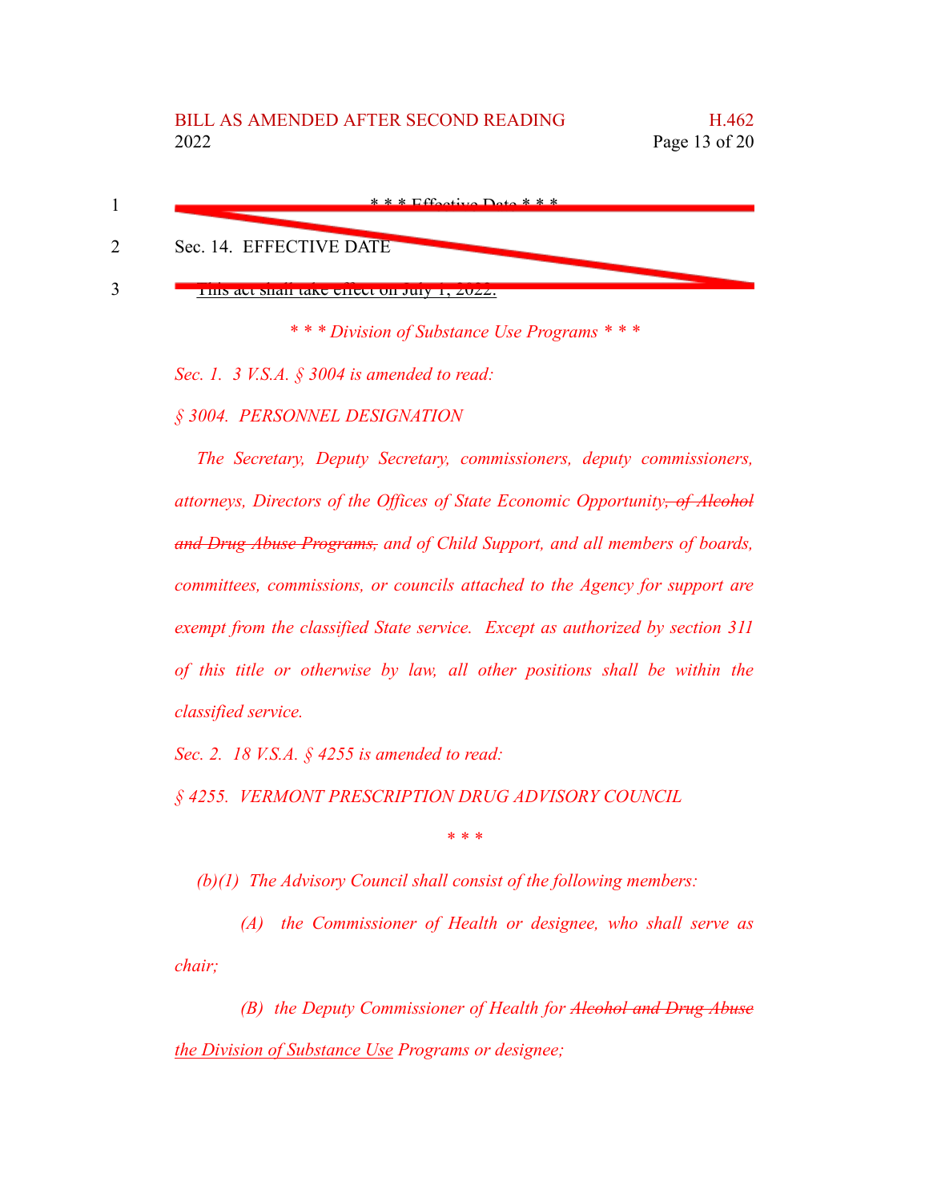~~\* \* \* Effective Date \* \* \*~~

~~Sec. 14. EFFECTIVE DATE~~

~~This act shall take effect on July 1, 2022.~~

*\* \* \* Division of Substance Use Programs \* \* \**

*Sec. 1. 3 V.S.A. § 3004 is amended to read:*

*§ 3004. PERSONNEL DESIGNATION*

*The Secretary, Deputy Secretary, commissioners, deputy commissioners, attorneys, Directors of the Offices of State Economic Opportunity~~, of Alcohol and Drug Abuse Programs,~~ and of Child Support, and all members of boards, committees, commissions, or councils attached to the Agency for support are exempt from the classified State service. Except as authorized by section 311 of this title or otherwise by law, all other positions shall be within the classified service.*

*Sec. 2. 18 V.S.A. § 4255 is amended to read:*

*§ 4255. VERMONT PRESCRIPTION DRUG ADVISORY COUNCIL*

*\* \* \**

*(b)(1) The Advisory Council shall consist of the following members:*

*(A) the Commissioner of Health or designee, who shall serve as chair;*

*(B) the Deputy Commissioner of Health for ~~Alcohol and Drug Abuse~~ <u>the Division of Substance Use</u> Programs or designee;*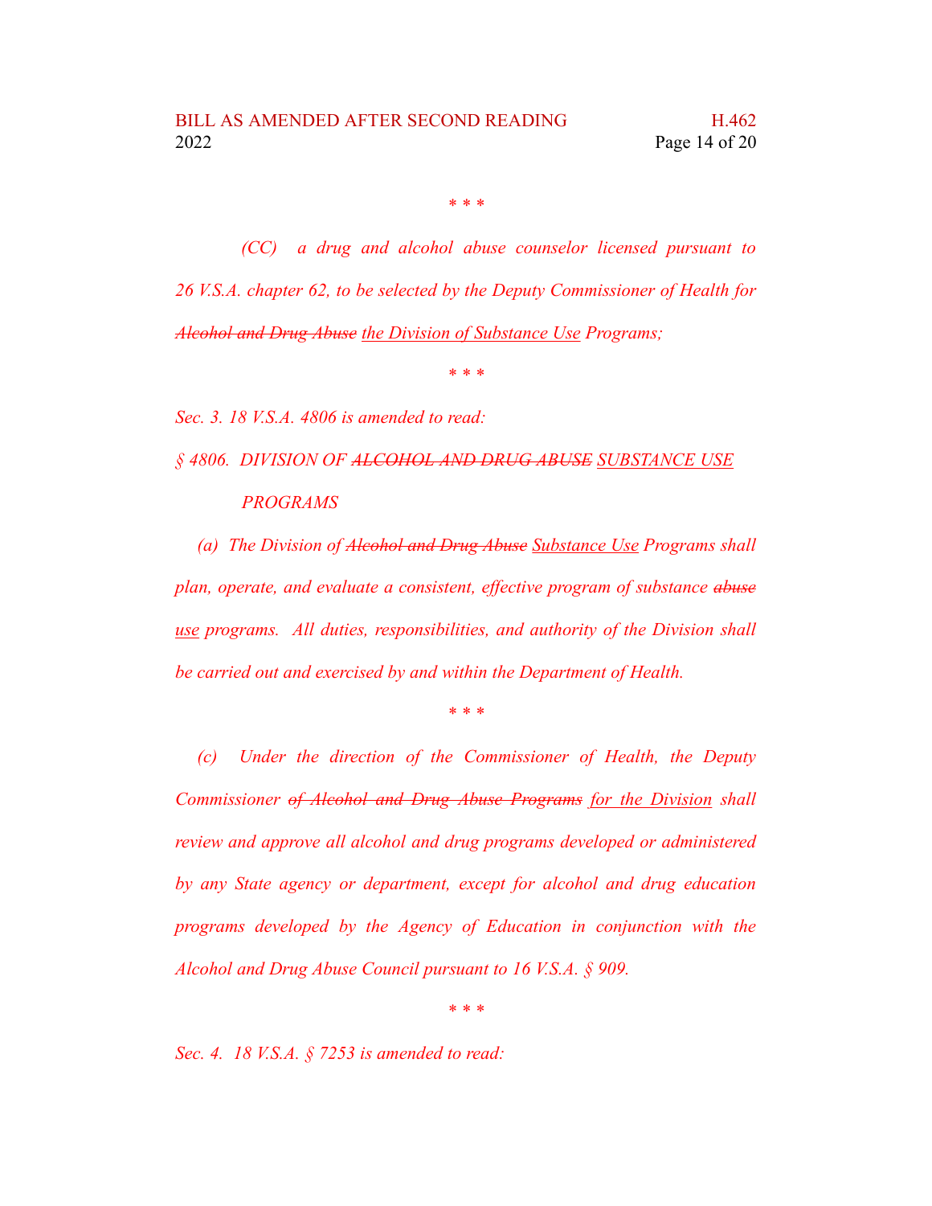\* \* \*

*(CC) a drug and alcohol abuse counselor licensed pursuant to 26 V.S.A. chapter 62, to be selected by the Deputy Commissioner of Health for ~~Alcohol and Drug Abuse~~ <u>the Division of Substance Use</u> Programs;*

\* \* \*

*Sec. 3. 18 V.S.A. 4806 is amended to read:*

*§ 4806. DIVISION OF ~~ALCOHOL AND DRUG ABUSE~~ <u>SUBSTANCE USE</u> PROGRAMS*

*(a) The Division of ~~Alcohol and Drug Abuse~~ <u>Substance Use</u> Programs shall plan, operate, and evaluate a consistent, effective program of substance ~~abuse~~ <u>use</u> programs. All duties, responsibilities, and authority of the Division shall be carried out and exercised by and within the Department of Health.*

\* \* \*

*(c) Under the direction of the Commissioner of Health, the Deputy Commissioner ~~of Alcohol and Drug Abuse Programs~~ <u>for the Division</u> shall review and approve all alcohol and drug programs developed or administered by any State agency or department, except for alcohol and drug education programs developed by the Agency of Education in conjunction with the Alcohol and Drug Abuse Council pursuant to 16 V.S.A. § 909.*

\* \* \*

*Sec. 4. 18 V.S.A. § 7253 is amended to read:*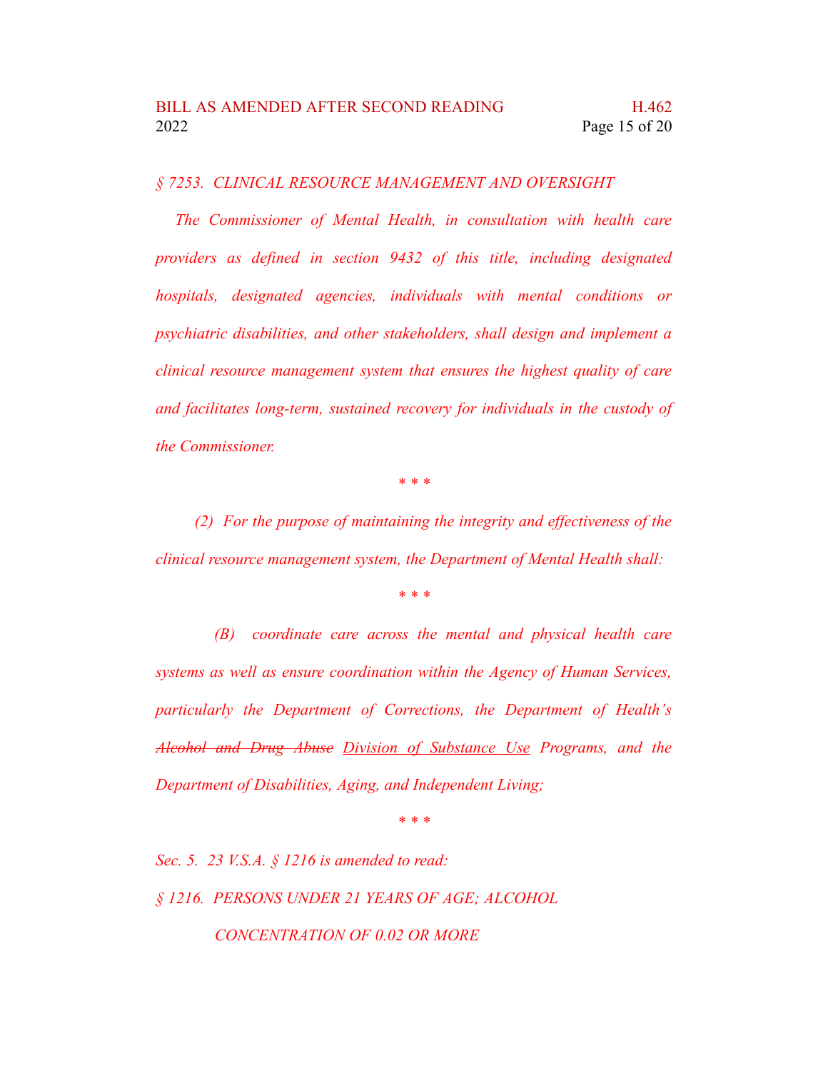*§ 7253. CLINICAL RESOURCE MANAGEMENT AND OVERSIGHT*

*The Commissioner of Mental Health, in consultation with health care providers as defined in section 9432 of this title, including designated hospitals, designated agencies, individuals with mental conditions or psychiatric disabilities, and other stakeholders, shall design and implement a clinical resource management system that ensures the highest quality of care and facilitates long-term, sustained recovery for individuals in the custody of the Commissioner.*

\* \* \*

*(2) For the purpose of maintaining the integrity and effectiveness of the clinical resource management system, the Department of Mental Health shall:*

\* \* \*

*(B) coordinate care across the mental and physical health care systems as well as ensure coordination within the Agency of Human Services, particularly the Department of Corrections, the Department of Health's ~~Alcohol and Drug Abuse~~ <u>Division of Substance Use</u> Programs, and the Department of Disabilities, Aging, and Independent Living;*

\* \* \*

*Sec. 5. 23 V.S.A. § 1216 is amended to read:*

*§ 1216. PERSONS UNDER 21 YEARS OF AGE; ALCOHOL CONCENTRATION OF 0.02 OR MORE*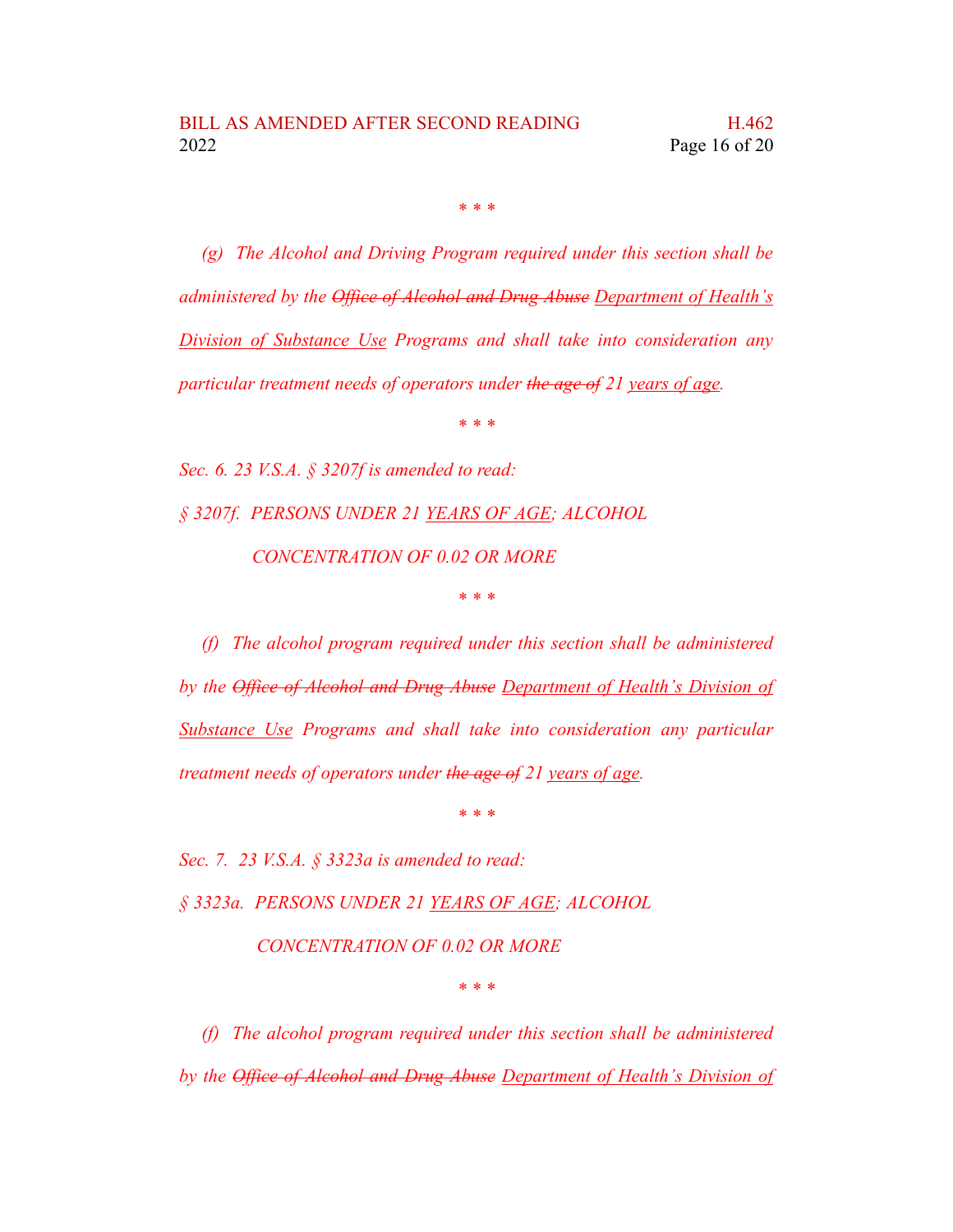\* \* \*

*(g) The Alcohol and Driving Program required under this section shall be administered by the ~~Office of Alcohol and Drug Abuse~~ <u>Department of Health's Division of Substance Use</u> Programs and shall take into consideration any particular treatment needs of operators under ~~the age of~~ 21 <u>years of age</u>.*

\* \* \*

*Sec. 6. 23 V.S.A. § 3207f is amended to read:*

*§ 3207f. PERSONS UNDER 21 <u>YEARS OF AGE</u>; ALCOHOL CONCENTRATION OF 0.02 OR MORE*

\* \* \*

*(f) The alcohol program required under this section shall be administered by the ~~Office of Alcohol and Drug Abuse~~ <u>Department of Health's Division of Substance Use</u> Programs and shall take into consideration any particular treatment needs of operators under ~~the age of~~ 21 <u>years of age</u>.*

\* \* \*

*Sec. 7. 23 V.S.A. § 3323a is amended to read:*

*§ 3323a. PERSONS UNDER 21 <u>YEARS OF AGE</u>; ALCOHOL CONCENTRATION OF 0.02 OR MORE*

\* \* \*

*(f) The alcohol program required under this section shall be administered by the ~~Office of Alcohol and Drug Abuse~~ <u>Department of Health's Division of</u>*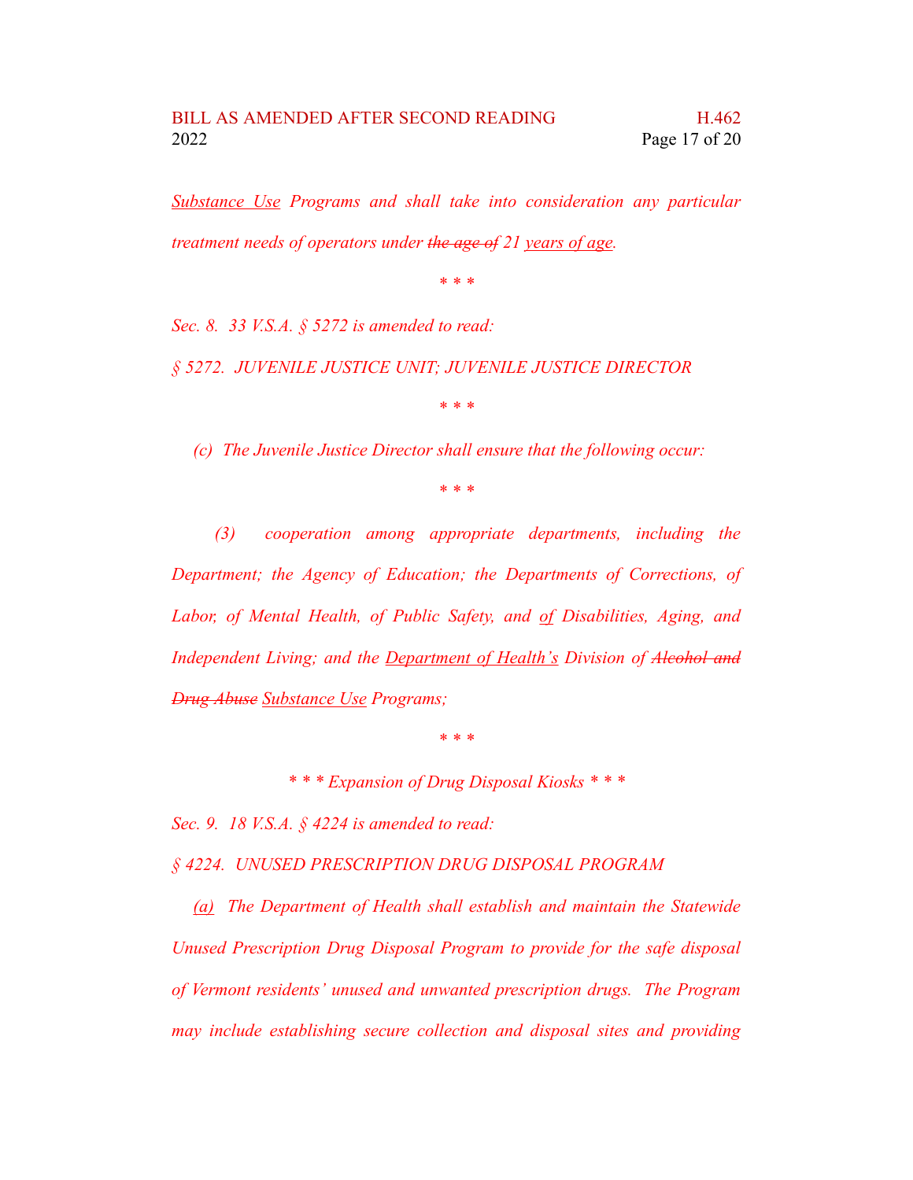*<u>Substance Use</u> Programs and shall take into consideration any particular treatment needs of operators under ~~the age of~~ 21 <u>years of age</u>.*

\* \* \*

*Sec. 8. 33 V.S.A. § 5272 is amended to read:*

*§ 5272. JUVENILE JUSTICE UNIT; JUVENILE JUSTICE DIRECTOR*

\* \* \*

*(c) The Juvenile Justice Director shall ensure that the following occur:*

\* \* \*

*(3) cooperation among appropriate departments, including the Department; the Agency of Education; the Departments of Corrections, of Labor, of Mental Health, of Public Safety, and <u>of</u> Disabilities, Aging, and Independent Living; and the <u>Department of Health's</u> Division of ~~Alcohol and Drug Abuse~~ <u>Substance Use</u> Programs;*

\* \* \*

*\* \* \* Expansion of Drug Disposal Kiosks \* \* \**

*Sec. 9. 18 V.S.A. § 4224 is amended to read:*

*§ 4224. UNUSED PRESCRIPTION DRUG DISPOSAL PROGRAM*

*<u>(a)</u> The Department of Health shall establish and maintain the Statewide Unused Prescription Drug Disposal Program to provide for the safe disposal of Vermont residents' unused and unwanted prescription drugs. The Program may include establishing secure collection and disposal sites and providing*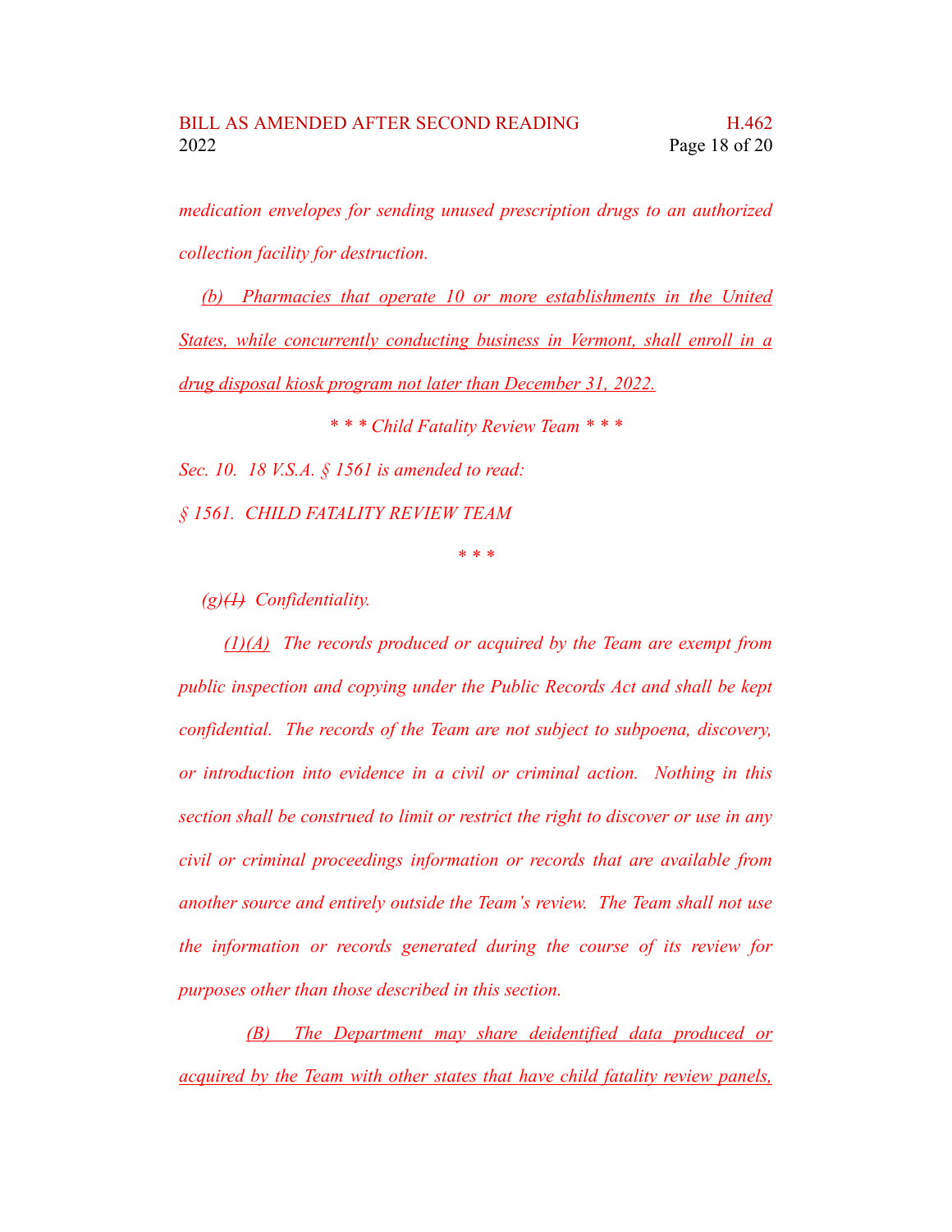*medication envelopes for sending unused prescription drugs to an authorized collection facility for destruction.*

*(b) Pharmacies that operate 10 or more establishments in the United States, while concurrently conducting business in Vermont, shall enroll in a drug disposal kiosk program not later than December 31, 2022.*

*\* \* \* Child Fatality Review Team \* \* \**

*Sec. 10. 18 V.S.A. § 1561 is amended to read:*

*§ 1561. CHILD FATALITY REVIEW TEAM*

*\* \* \**

*(g)~~(1)~~ Confidentiality.*

*(1)(A) The records produced or acquired by the Team are exempt from public inspection and copying under the Public Records Act and shall be kept confidential. The records of the Team are not subject to subpoena, discovery, or introduction into evidence in a civil or criminal action. Nothing in this section shall be construed to limit or restrict the right to discover or use in any civil or criminal proceedings information or records that are available from another source and entirely outside the Team's review. The Team shall not use the information or records generated during the course of its review for purposes other than those described in this section.*

*(B) The Department may share deidentified data produced or acquired by the Team with other states that have child fatality review panels,*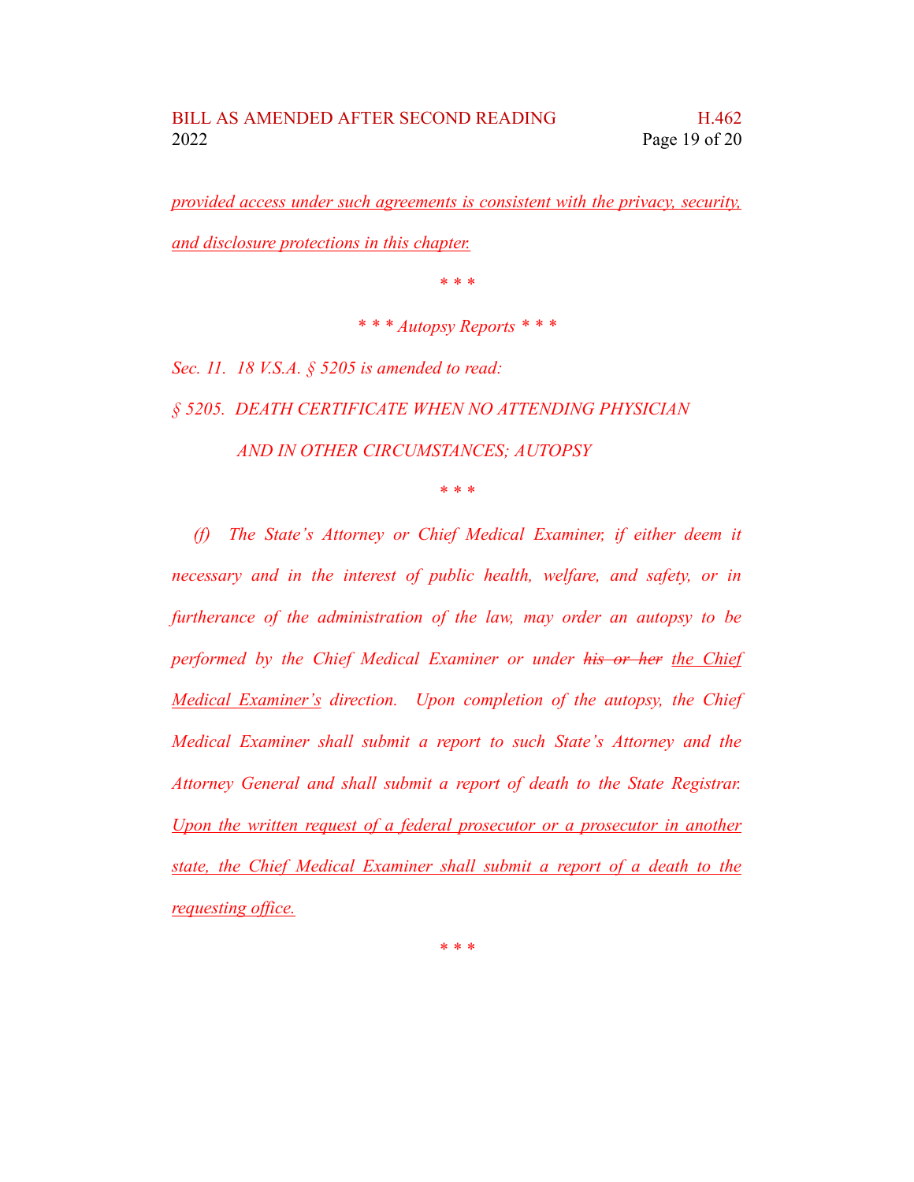<u>provided access under such agreements is consistent with the privacy, security, and disclosure protections in this chapter.</u>

\* \* \*

*\* \* \* Autopsy Reports \* \* \**

*Sec. 11. 18 V.S.A. § 5205 is amended to read:*

*§ 5205. DEATH CERTIFICATE WHEN NO ATTENDING PHYSICIAN AND IN OTHER CIRCUMSTANCES; AUTOPSY*

\* \* \*

*(f) The State's Attorney or Chief Medical Examiner, if either deem it necessary and in the interest of public health, welfare, and safety, or in furtherance of the administration of the law, may order an autopsy to be performed by the Chief Medical Examiner or under ~~his or her~~ <u>the Chief Medical Examiner's</u> direction. Upon completion of the autopsy, the Chief Medical Examiner shall submit a report to such State's Attorney and the Attorney General and shall submit a report of death to the State Registrar. <u>Upon the written request of a federal prosecutor or a prosecutor in another state, the Chief Medical Examiner shall submit a report of a death to the requesting office.</u>*

\* \* \*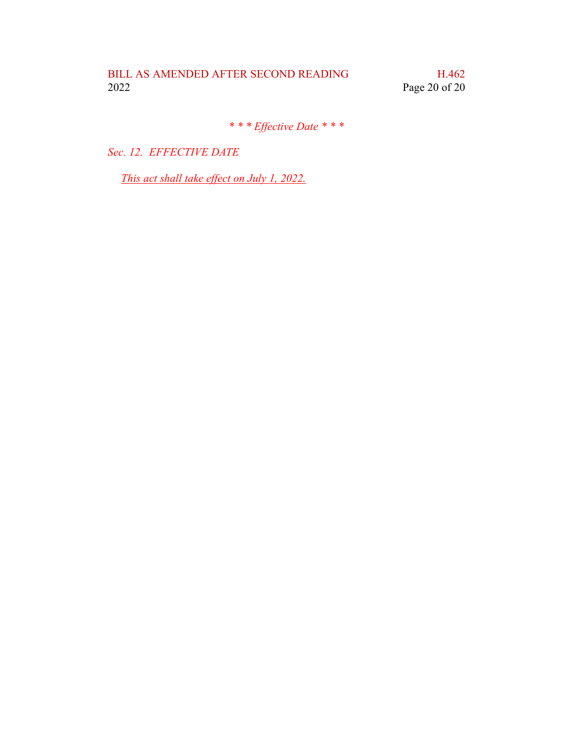*\* \* \* Effective Date \* \* \**

*Sec. 12. EFFECTIVE DATE*

*<u>This act shall take effect on July 1, 2022.</u>*